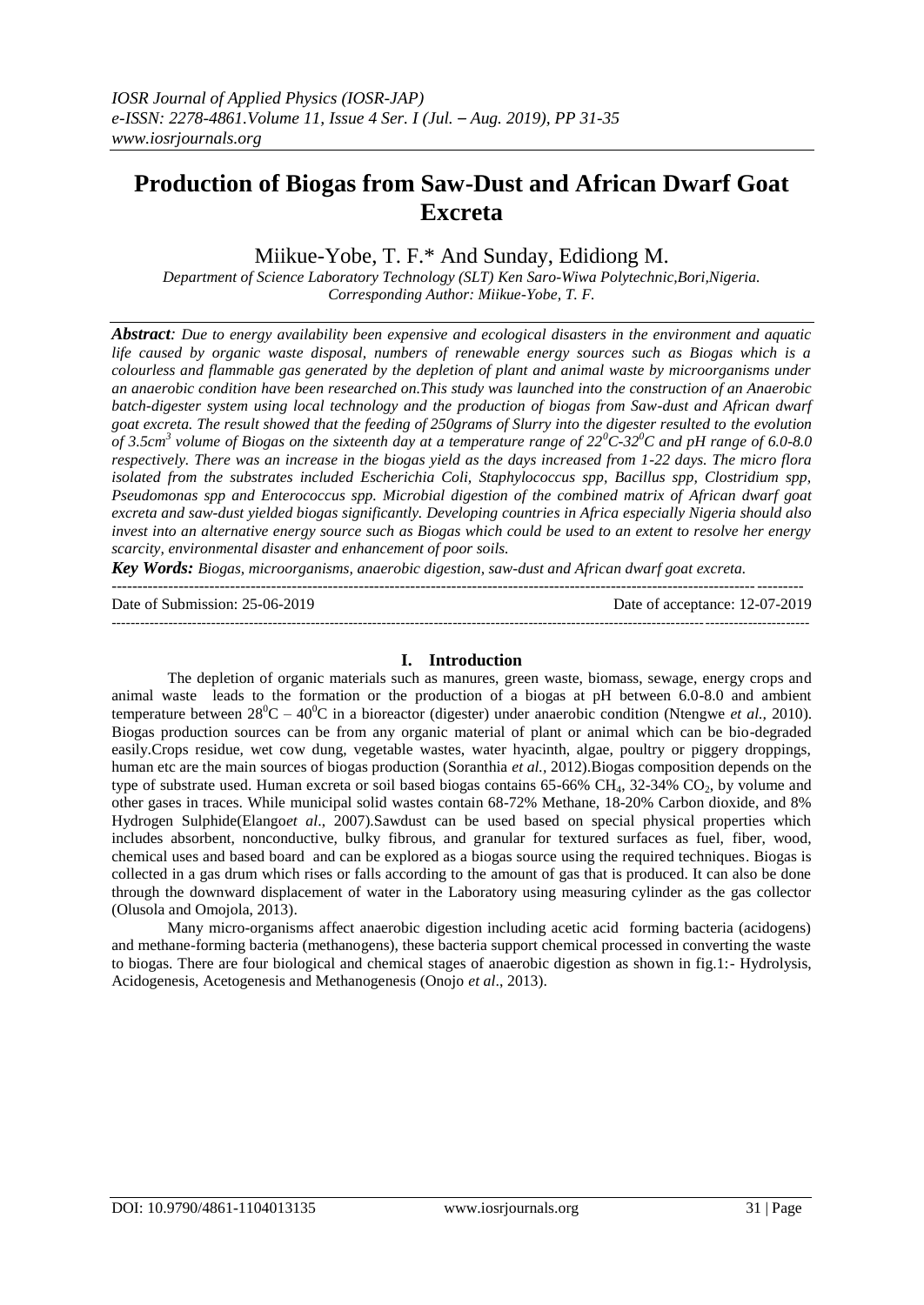# Production of Biogas from Saw-Dust and African Dwarf Goat Excreta

Miikue-Yobe, T. F.* And Sunday, Edidiong M.

*Department of Science Laboratory Technology (SLT) Ken Saro-Wiwa Polytechnic,Bori,Nigeria.*
*Corresponding Author: Miikue-Yobe, T. F.*

***Abstract****: Due to energy availability been expensive and ecological disasters in the environment and aquatic life caused by organic waste disposal, numbers of renewable energy sources such as Biogas which is a colourless and flammable gas generated by the depletion of plant and animal waste by microorganisms under an anaerobic condition have been researched on.This study was launched into the construction of an Anaerobic batch-digester system using local technology and the production of biogas from Saw-dust and African dwarf goat excreta. The result showed that the feeding of 250grams of Slurry into the digester resulted to the evolution of 3.5cm$^3$ volume of Biogas on the sixteenth day at a temperature range of 22$^0$C-32$^0$C and pH range of 6.0-8.0 respectively. There was an increase in the biogas yield as the days increased from 1-22 days. The micro flora isolated from the substrates included Escherichia Coli, Staphylococcus spp, Bacillus spp, Clostridium spp, Pseudomonas spp and Enterococcus spp. Microbial digestion of the combined matrix of African dwarf goat excreta and saw-dust yielded biogas significantly. Developing countries in Africa especially Nigeria should also invest into an alternative energy source such as Biogas which could be used to an extent to resolve her energy scarcity, environmental disaster and enhancement of poor soils.*

***Key Words:*** *Biogas, microorganisms, anaerobic digestion, saw-dust and African dwarf goat excreta.*

Date of Submission: 25-06-2019 | Date of acceptance: 12-07-2019

## I. Introduction

The depletion of organic materials such as manures, green waste, biomass, sewage, energy crops and animal waste leads to the formation or the production of a biogas at pH between 6.0-8.0 and ambient temperature between 28$^0$C – 40$^0$C in a bioreactor (digester) under anaerobic condition (Ntengwe *et al.*, 2010). Biogas production sources can be from any organic material of plant or animal which can be bio-degraded easily.Crops residue, wet cow dung, vegetable wastes, water hyacinth, algae, poultry or piggery droppings, human etc are the main sources of biogas production (Soranthia *et al.,* 2012).Biogas composition depends on the type of substrate used. Human excreta or soil based biogas contains 65-66% $CH_4$, 32-34% $CO_2$, by volume and other gases in traces. While municipal solid wastes contain 68-72% Methane, 18-20% Carbon dioxide, and 8% Hydrogen Sulphide(Elango*et al*., 2007).Sawdust can be used based on special physical properties which includes absorbent, nonconductive, bulky fibrous, and granular for textured surfaces as fuel, fiber, wood, chemical uses and based board and can be explored as a biogas source using the required techniques. Biogas is collected in a gas drum which rises or falls according to the amount of gas that is produced. It can also be done through the downward displacement of water in the Laboratory using measuring cylinder as the gas collector (Olusola and Omojola, 2013).

Many micro-organisms affect anaerobic digestion including acetic acid forming bacteria (acidogens) and methane-forming bacteria (methanogens), these bacteria support chemical processed in converting the waste to biogas. There are four biological and chemical stages of anaerobic digestion as shown in fig.1:- Hydrolysis, Acidogenesis, Acetogenesis and Methanogenesis (Onojo *et al*., 2013).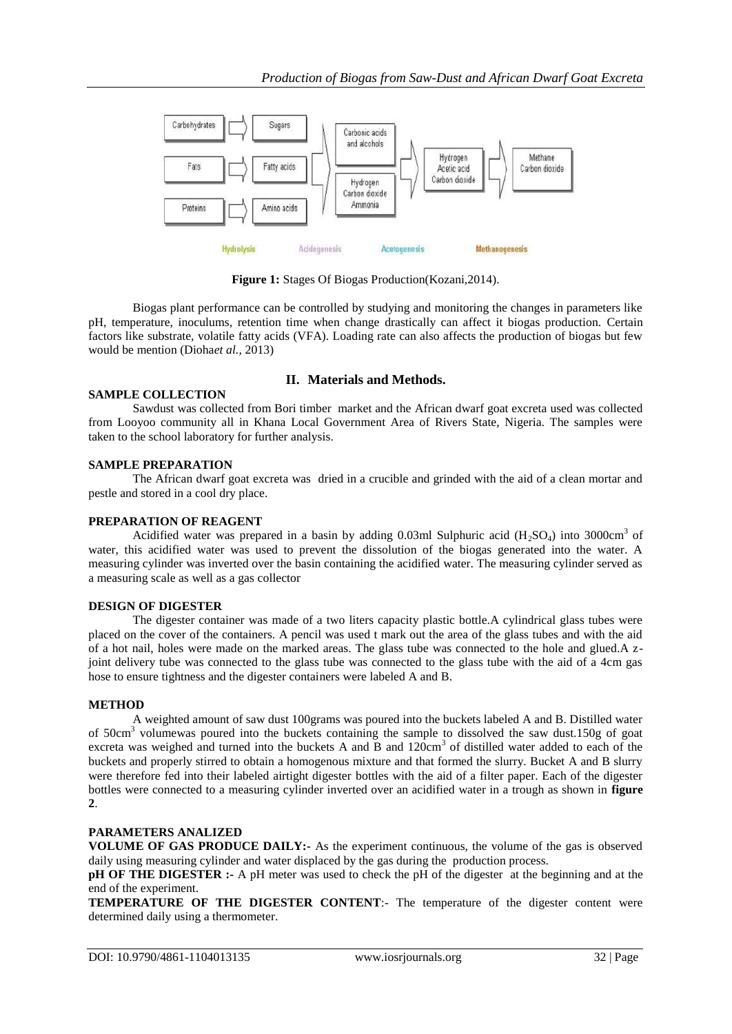**Figure 1:** Stages Of Biogas Production(Kozani,2014).

Biogas plant performance can be controlled by studying and monitoring the changes in parameters like pH, temperature, inoculums, retention time when change drastically can affect it biogas production. Certain factors like substrate, volatile fatty acids (VFA). Loading rate can also affects the production of biogas but few would be mention (Dioha*et al.,* 2013)

## II. Materials and Methods.

### SAMPLE COLLECTION

Sawdust was collected from Bori timber market and the African dwarf goat excreta used was collected from Looyoo community all in Khana Local Government Area of Rivers State, Nigeria. The samples were taken to the school laboratory for further analysis.

### SAMPLE PREPARATION

The African dwarf goat excreta was dried in a crucible and grinded with the aid of a clean mortar and pestle and stored in a cool dry place.

### PREPARATION OF REAGENT

Acidified water was prepared in a basin by adding 0.03ml Sulphuric acid ($H_2SO_4$) into 3000cm$^3$ of water, this acidified water was used to prevent the dissolution of the biogas generated into the water. A measuring cylinder was inverted over the basin containing the acidified water. The measuring cylinder served as a measuring scale as well as a gas collector

### DESIGN OF DIGESTER

The digester container was made of a two liters capacity plastic bottle.A cylindrical glass tubes were placed on the cover of the containers. A pencil was used t mark out the area of the glass tubes and with the aid of a hot nail, holes were made on the marked areas. The glass tube was connected to the hole and glued.A z-joint delivery tube was connected to the glass tube was connected to the glass tube with the aid of a 4cm gas hose to ensure tightness and the digester containers were labeled A and B.

### METHOD

A weighted amount of saw dust 100grams was poured into the buckets labeled A and B. Distilled water of 50cm$^3$ volumewas poured into the buckets containing the sample to dissolved the saw dust.150g of goat excreta was weighed and turned into the buckets A and B and 120cm$^3$ of distilled water added to each of the buckets and properly stirred to obtain a homogenous mixture and that formed the slurry. Bucket A and B slurry were therefore fed into their labeled airtight digester bottles with the aid of a filter paper. Each of the digester bottles were connected to a measuring cylinder inverted over an acidified water in a trough as shown in **figure 2**.

### PARAMETERS ANALIZED

**VOLUME OF GAS PRODUCE DAILY:-** As the experiment continuous, the volume of the gas is observed daily using measuring cylinder and water displaced by the gas during the production process.

**pH OF THE DIGESTER :-** A pH meter was used to check the pH of the digester at the beginning and at the end of the experiment.

**TEMPERATURE OF THE DIGESTER CONTENT**:- The temperature of the digester content were determined daily using a thermometer.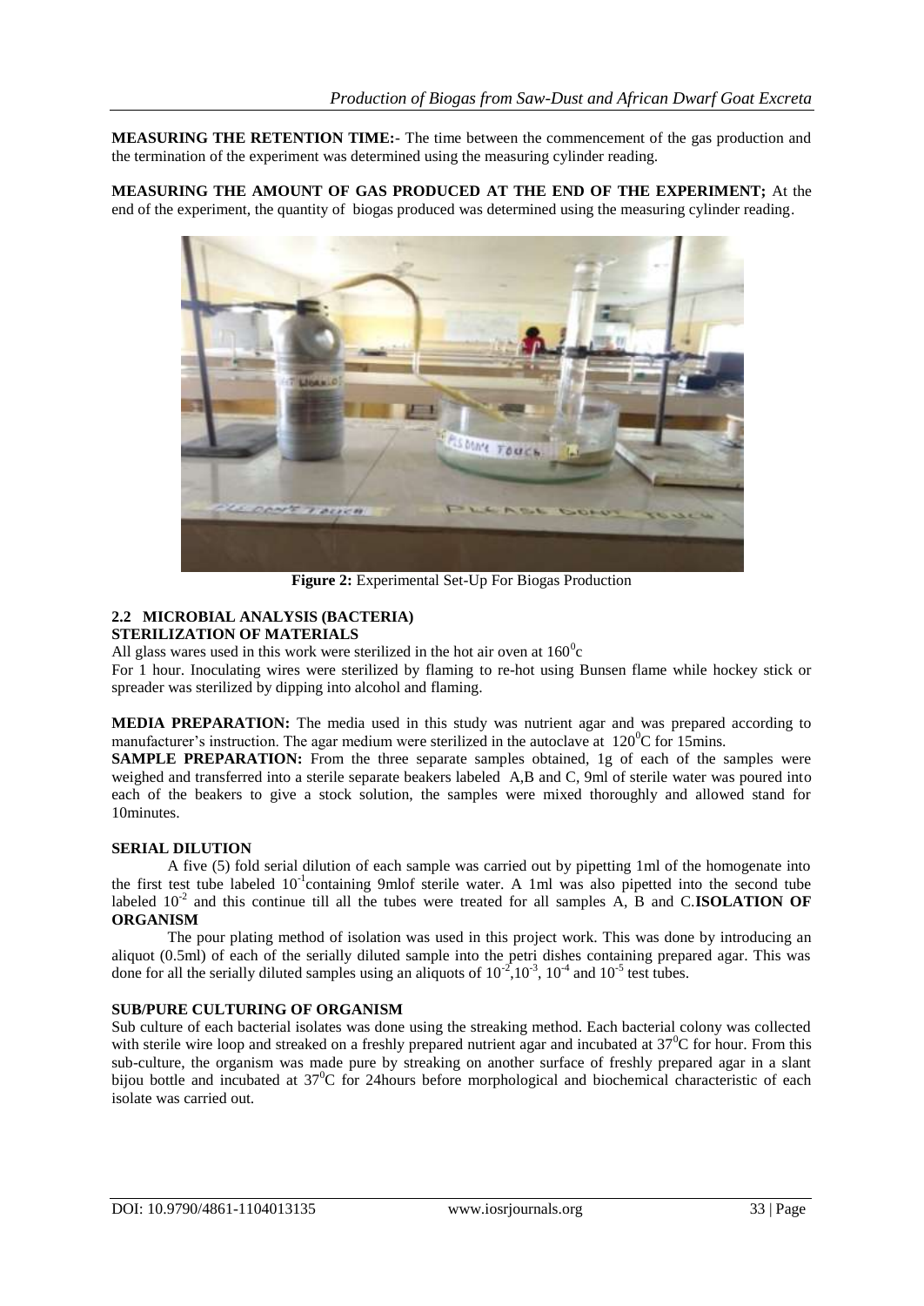**MEASURING THE RETENTION TIME:**- The time between the commencement of the gas production and the termination of the experiment was determined using the measuring cylinder reading.

**MEASURING THE AMOUNT OF GAS PRODUCED AT THE END OF THE EXPERIMENT;** At the end of the experiment, the quantity of biogas produced was determined using the measuring cylinder reading.

**Figure 2:** Experimental Set-Up For Biogas Production

### 2.2 MICROBIAL ANALYSIS (BACTERIA)

**STERILIZATION OF MATERIALS**

All glass wares used in this work were sterilized in the hot air oven at $160^0$c

For 1 hour. Inoculating wires were sterilized by flaming to re-hot using Bunsen flame while hockey stick or spreader was sterilized by dipping into alcohol and flaming.

**MEDIA PREPARATION:** The media used in this study was nutrient agar and was prepared according to manufacturer's instruction. The agar medium were sterilized in the autoclave at $120^0$C for 15mins.

**SAMPLE PREPARATION:** From the three separate samples obtained, 1g of each of the samples were weighed and transferred into a sterile separate beakers labeled A,B and C, 9ml of sterile water was poured into each of the beakers to give a stock solution, the samples were mixed thoroughly and allowed stand for 10minutes.

**SERIAL DILUTION**

A five (5) fold serial dilution of each sample was carried out by pipetting 1ml of the homogenate into the first test tube labeled $10^{-1}$containing 9mlof sterile water. A 1ml was also pipetted into the second tube labeled $10^{-2}$ and this continue till all the tubes were treated for all samples A, B and C.

**ISOLATION OF ORGANISM**

The pour plating method of isolation was used in this project work. This was done by introducing an aliquot (0.5ml) of each of the serially diluted sample into the petri dishes containing prepared agar. This was done for all the serially diluted samples using an aliquots of $10^{-2}$,$10^{-3}$, $10^{-4}$ and $10^{-5}$ test tubes.

**SUB/PURE CULTURING OF ORGANISM**

Sub culture of each bacterial isolates was done using the streaking method. Each bacterial colony was collected with sterile wire loop and streaked on a freshly prepared nutrient agar and incubated at $37^0$C for hour. From this sub-culture, the organism was made pure by streaking on another surface of freshly prepared agar in a slant bijou bottle and incubated at $37^0$C for 24hours before morphological and biochemical characteristic of each isolate was carried out.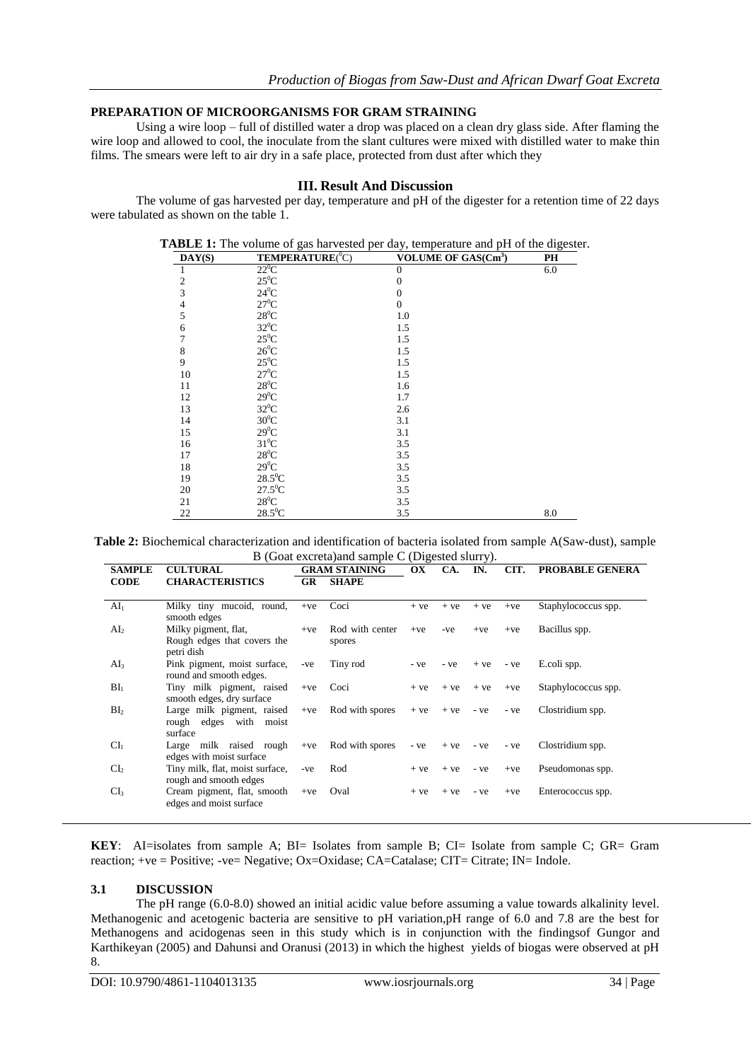### PREPARATION OF MICROORGANISMS FOR GRAM STRAINING

Using a wire loop – full of distilled water a drop was placed on a clean dry glass side. After flaming the wire loop and allowed to cool, the inoculate from the slant cultures were mixed with distilled water to make thin films. The smears were left to air dry in a safe place, protected from dust after which they

## III. Result And Discussion

The volume of gas harvested per day, temperature and pH of the digester for a retention time of 22 days were tabulated as shown on the table 1.

**TABLE 1:** The volume of gas harvested per day, temperature and pH of the digester.

| DAY(S) | TEMPERATURE($^0$C) | VOLUME OF GAS(Cm$^3$) | PH |
|---|---|---|---|
| 1 | 22$^0$C | 0 | 6.0 |
| 2 | 25$^0$C | 0 | |
| 3 | 24$^0$C | 0 | |
| 4 | 27$^0$C | 0 | |
| 5 | 28$^0$C | 1.0 | |
| 6 | 32$^0$C | 1.5 | |
| 7 | 25$^0$C | 1.5 | |
| 8 | 26$^0$C | 1.5 | |
| 9 | 25$^0$C | 1.5 | |
| 10 | 27$^0$C | 1.5 | |
| 11 | 28$^0$C | 1.6 | |
| 12 | 29$^0$C | 1.7 | |
| 13 | 32$^0$C | 2.6 | |
| 14 | 30$^0$C | 3.1 | |
| 15 | 29$^0$C | 3.1 | |
| 16 | 31$^0$C | 3.5 | |
| 17 | 28$^0$C | 3.5 | |
| 18 | 29$^0$C | 3.5 | |
| 19 | 28.5$^0$C | 3.5 | |
| 20 | 27.5$^0$C | 3.5 | |
| 21 | 28$^0$C | 3.5 | |
| 22 | 28.5$^0$C | 3.5 | 8.0 |

**Table 2:** Biochemical characterization and identification of bacteria isolated from sample A(Saw-dust), sample B (Goat excreta)and sample C (Digested slurry).

| SAMPLE CODE | CULTURAL CHARACTERISTICS | GRAM STAINING | | OX | CA. | IN. | CIT. | PROBABLE GENERA |
|---|---|---|---|---|---|---|---|---|
| | | GR | SHAPE | | | | | |
| $AI_1$ | Milky tiny mucoid, round, smooth edges | +ve | Coci | + ve | + ve | + ve | +ve | Staphylococcus spp. |
| $AI_2$ | Milky pigment, flat, Rough edges that covers the petri dish | +ve | Rod with center spores | +ve | -ve | +ve | +ve | Bacillus spp. |
| $AI_3$ | Pink pigment, moist surface, round and smooth edges. | -ve | Tiny rod | - ve | - ve | + ve | - ve | E.coli spp. |
| $BI_1$ | Tiny milk pigment, raised smooth edges, dry surface | +ve | Coci | + ve | + ve | + ve | +ve | Staphylococcus spp. |
| $BI_2$ | Large milk pigment, raised rough edges with moist surface | +ve | Rod with spores | + ve | + ve | - ve | - ve | Clostridium spp. |
| $CI_1$ | Large milk raised rough edges with moist surface | +ve | Rod with spores | - ve | + ve | - ve | - ve | Clostridium spp. |
| $CI_2$ | Tiny milk, flat, moist surface, rough and smooth edges | -ve | Rod | + ve | + ve | - ve | +ve | Pseudomonas spp. |
| $CI_3$ | Cream pigment, flat, smooth edges and moist surface | +ve | Oval | + ve | + ve | - ve | +ve | Enterococcus spp. |

**KEY**: AI=isolates from sample A; BI= Isolates from sample B; CI= Isolate from sample C; GR= Gram reaction; +ve = Positive; -ve= Negative; Ox=Oxidase; CA=Catalase; CIT= Citrate; IN= Indole.

### 3.1 DISCUSSION

The pH range (6.0-8.0) showed an initial acidic value before assuming a value towards alkalinity level. Methanogenic and acetogenic bacteria are sensitive to pH variation,pH range of 6.0 and 7.8 are the best for Methanogens and acidogenas seen in this study which is in conjunction with the findingsof Gungor and Karthikeyan (2005) and Dahunsi and Oranusi (2013) in which the highest yields of biogas were observed at pH 8.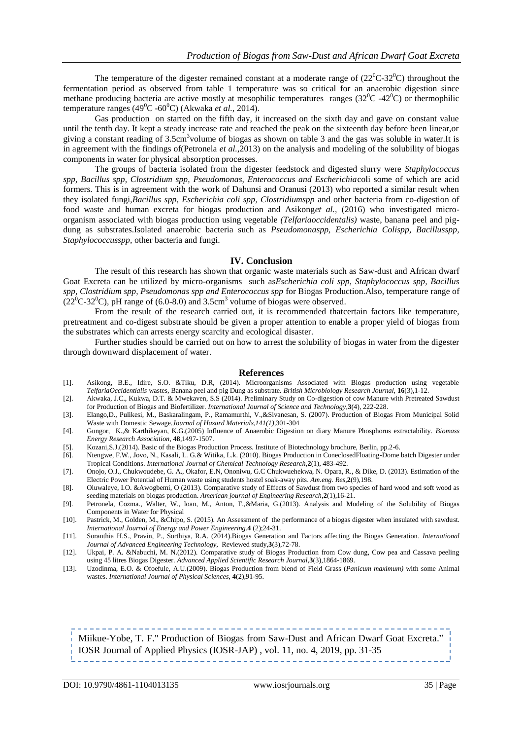The temperature of the digester remained constant at a moderate range of ($22^0$C-$32^0$C) throughout the fermentation period as observed from table 1 temperature was so critical for an anaerobic digestion since methane producing bacteria are active mostly at mesophilic temperatures ranges ($32^0$C -$42^0$C) or thermophilic temperature ranges ($49^0$C -$60^0$C) (Akwaka *et al.,* 2014).

Gas production on started on the fifth day, it increased on the sixth day and gave on constant value until the tenth day. It kept a steady increase rate and reached the peak on the sixteenth day before been linear,or giving a constant reading of 3.5cm$^3$volume of biogas as shown on table 3 and the gas was soluble in water.It is in agreement with the findings of(Petronela *et al.,*2013) on the analysis and modeling of the solubility of biogas components in water for physical absorption processes.

The groups of bacteria isolated from the digester feedstock and digested slurry were *Staphylococcus spp, Bacillus spp, Clostridium spp, Pseudomonas, Enterococcus and Escherichia*coli some of which are acid formers. This is in agreement with the work of Dahunsi and Oranusi (2013) who reported a similar result when they isolated fungi,*Bacillus spp, Escherichia coli spp, Clostridiumspp* and other bacteria from co-digestion of food waste and human excreta for biogas production and Asikong*et al.,* (2016) who investigated micro-organism associated with biogas production using vegetable *(Telfariaoccidentalis)* waste, banana peel and pig-dung as substrates.Isolated anaerobic bacteria such as *Pseudomonaspp, Escherichia Colispp, Bacillusspp, Staphylococcusspp,* other bacteria and fungi.

## IV. Conclusion

The result of this research has shown that organic waste materials such as Saw-dust and African dwarf Goat Excreta can be utilized by micro-organisms such as*Escherichia coli spp, Staphylococcus spp, Bacillus spp, Clostridium spp, Pseudomonas spp and Enterococcus spp* for Biogas Production.Also, temperature range of ($22^0$C-$32^0$C), pH range of (6.0-8.0) and 3.5cm$^3$ volume of biogas were observed.

From the result of the research carried out, it is recommended thatcertain factors like temperature, pretreatment and co-digest substrate should be given a proper attention to enable a proper yield of biogas from the substrates which can arrests energy scarcity and ecological disaster.

Further studies should be carried out on how to arrest the solubility of biogas in water from the digester through downward displacement of water.

## References

[1]. Asikong, B.E., Idire, S.O. &Tiku, D.R, (2014). Microorganisms Associated with Biogas production using vegetable *TelfariaOccidentialis* wastes, Banana peel and pig Dung as substrate. *British Microbiology Research Journal,* **16**(3),1-12.

[2]. Akwaka, J.C., Kukwa, D.T. & Mwekaven, S.S (2014). Preliminary Study on Co-digestion of cow Manure with Pretreated Sawdust for Production of Biogas and Biofertilizer. *International Journal of Science and Technology,***3**(4), 222-228.

[3]. Elango,D., Pulikesi, M., Baskaralingam, P., Ramamurthi, V.,&Sivanesan, S. (2007). Production of Biogas From Municipal Solid Waste with Domestic Sewage.*Journal of Hazard Materials,141(1),*301-304

[4]. Gungor, K.,& Karthikeyan, K.G.(2005) Influence of Anaerobic Digestion on diary Manure Phosphorus extractability. *Biomass Energy Research Association,* **48**,1497-1507.

[5]. Kozani,S.J.(2014). Basic of the Biogas Production Process. Institute of Biotechnology brochure, Berlin, pp.2-6.

[6]. Ntengwe, F.W., Jovo, N., Kasali, L. G.& Witika, L.k. (2010). Biogas Production in ConeclosedFloating-Dome batch Digester under Tropical Conditions. *International Journal of Chemical Technology Research,***2**(1), 483-492.

[7]. Onojo, O.J., Chukwoudebe, G. A., Okafor, E.N, Ononiwu, G.C Chukwuehekwa, N. Opara, R., & Dike, D. (2013). Estimation of the Electric Power Potential of Human waste using students hostel soak-away pits. *Am.eng. Res,***2**(9),198.

[8]. Oluwaleye, I.O. &Awogbemi, O (2013). Comparative study of Effects of Sawdust from two species of hard wood and soft wood as seeding materials on biogas production. *American journal of Engineering Research,***2**(1),16-21.

[9]. Petronela, Cozma., Walter, W., Ioan, M., Anton, F.,&Maria, G.(2013). Analysis and Modeling of the Solubility of Biogas Components in Water for Physical

[10]. Pastrick, M., Golden, M., &Chipo, S. (2015). An Assessment of the performance of a biogas digester when insulated with sawdust. *International Journal of Energy and Power Engineering.***4** (2);24-31.

[11]. Soranthia H.S., Pravin, P., Sorthiya, R.A. (2014).Biogas Generation and Factors affecting the Biogas Generation. *International Journal of Advanced Engineering Technology*, Reviewed study,**3**(3),72-78.

[12]. Ukpai, P. A. &Nabuchi, M. N.(2012). Comparative study of Biogas Production from Cow dung, Cow pea and Cassava peeling using 45 litres Biogas Digester. *Advanced Applied Scientific Research Journal,***3**(3),1864-1869.

[13]. Uzodinma, E.O. & Ofoefule, A.U.(2009). Biogas Production from blend of Field Grass (*Panicum maximum)* with some Animal wastes. *International Journal of Physical Sciences,* **4**(2),91-95.

Miikue-Yobe, T. F." Production of Biogas from Saw-Dust and African Dwarf Goat Excreta." IOSR Journal of Applied Physics (IOSR-JAP) , vol. 11, no. 4, 2019, pp. 31-35